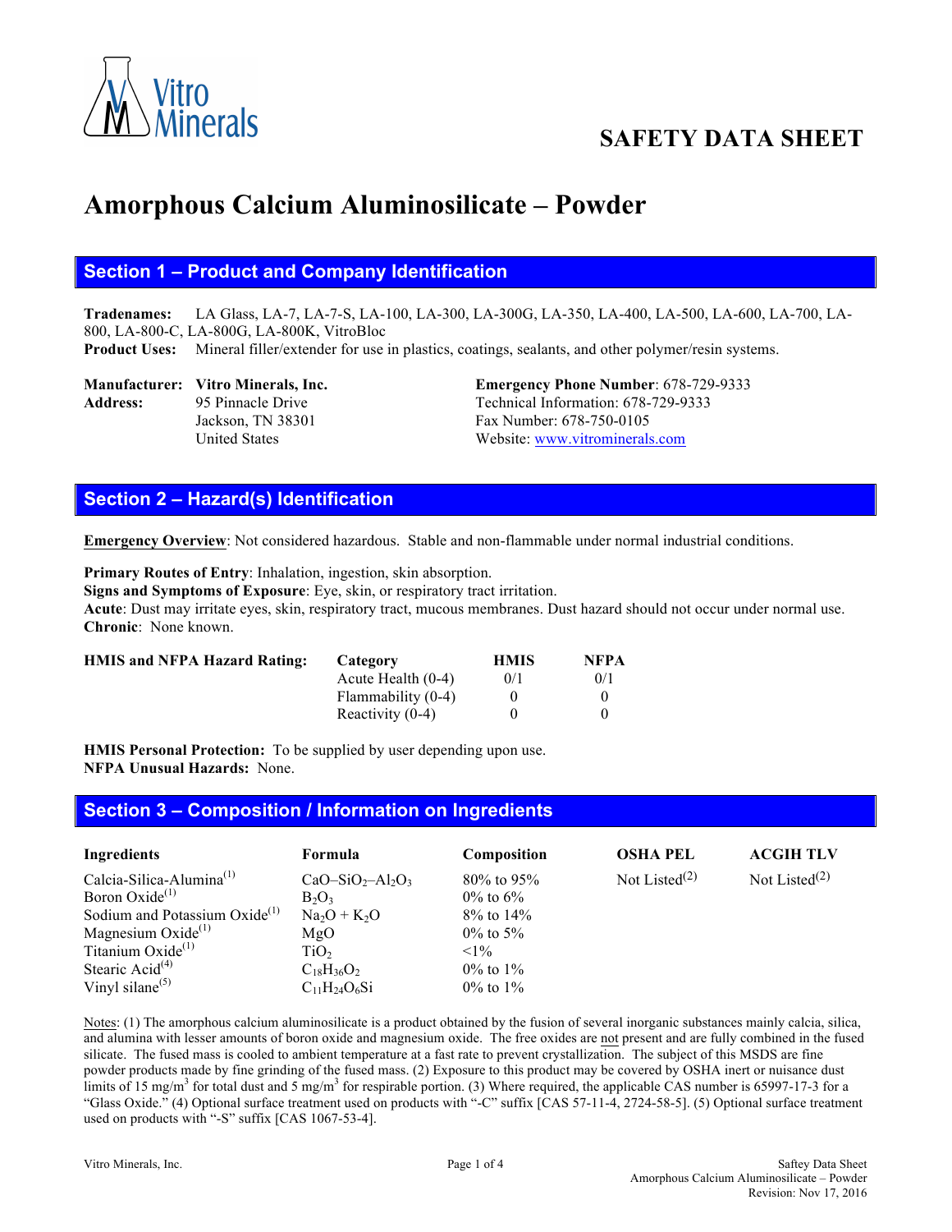# SAFETY DATA SHEET

# Amorphous Calcium Aluminosilicate – Powder

## Section 1 – Product and Company Identification

**Tradenames:** LA Glass, LA-7, LA-7-S, LA-100, LA-300, LA-300G, LA-350, LA-400, LA-500, LA-600, LA-700, LA-800, LA-800-C, LA-800G, LA-800K, VitroBloc

**Product Uses:** Mineral filler/extender for use in plastics, coatings, sealants, and other polymer/resin systems.

**Manufacturer:** **Vitro Minerals, Inc.**
**Address:** 95 Pinnacle Drive
Jackson, TN 38301
United States

**Emergency Phone Number**: 678-729-9333
Technical Information: 678-729-9333
Fax Number: 678-750-0105
Website: www.vitrominerals.com

## Section 2 – Hazard(s) Identification

**Emergency Overview**: Not considered hazardous. Stable and non-flammable under normal industrial conditions.

**Primary Routes of Entry**: Inhalation, ingestion, skin absorption.
**Signs and Symptoms of Exposure**: Eye, skin, or respiratory tract irritation.
**Acute**: Dust may irritate eyes, skin, respiratory tract, mucous membranes. Dust hazard should not occur under normal use.
**Chronic**: None known.

**HMIS and NFPA Hazard Rating:**

| Category | HMIS | NFPA |
|---|---|---|
| Acute Health (0-4) | 0/1 | 0/1 |
| Flammability (0-4) | 0 | 0 |
| Reactivity (0-4) | 0 | 0 |

**HMIS Personal Protection:** To be supplied by user depending upon use.
**NFPA Unusual Hazards:** None.

## Section 3 – Composition / Information on Ingredients

| Ingredients | Formula | Composition | OSHA PEL | ACGIH TLV |
|---|---|---|---|---|
| Calcia-Silica-Alumina(1) | $CaO–SiO_2–Al_2O_3$ | 80% to 95% | Not Listed(2) | Not Listed(2) |
| Boron Oxide(1) | $B_2O_3$ | 0% to 6% | | |
| Sodium and Potassium Oxide(1) | $Na_2O + K_2O$ | 8% to 14% | | |
| Magnesium Oxide(1) | $MgO$ | 0% to 5% | | |
| Titanium Oxide(1) | $TiO_2$ | <1% | | |
| Stearic Acid(4) | $C_{18}H_{36}O_2$ | 0% to 1% | | |
| Vinyl silane(5) | $C_{11}H_{24}O_6Si$ | 0% to 1% | | |

Notes: (1) The amorphous calcium aluminosilicate is a product obtained by the fusion of several inorganic substances mainly calcia, silica, and alumina with lesser amounts of boron oxide and magnesium oxide. The free oxides are not present and are fully combined in the fused silicate. The fused mass is cooled to ambient temperature at a fast rate to prevent crystallization. The subject of this MSDS are fine powder products made by fine grinding of the fused mass. (2) Exposure to this product may be covered by OSHA inert or nuisance dust limits of 15 $mg/m^3$ for total dust and 5 $mg/m^3$ for respirable portion. (3) Where required, the applicable CAS number is 65997-17-3 for a "Glass Oxide." (4) Optional surface treatment used on products with "-C" suffix [CAS 57-11-4, 2724-58-5]. (5) Optional surface treatment used on products with "-S" suffix [CAS 1067-53-4].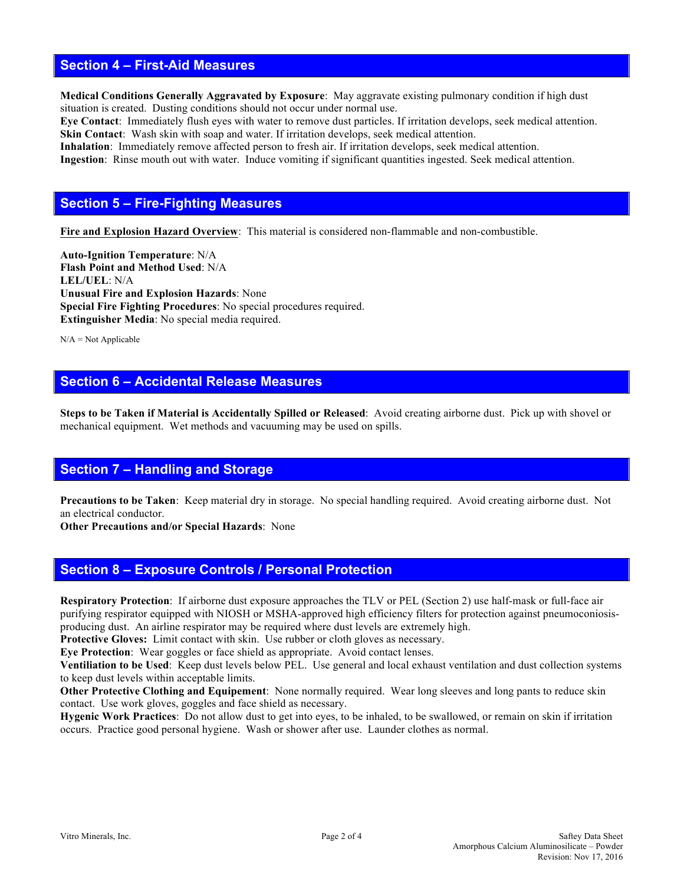## Section 4 – First-Aid Measures

**Medical Conditions Generally Aggravated by Exposure**: May aggravate existing pulmonary condition if high dust situation is created. Dusting conditions should not occur under normal use.
**Eye Contact**: Immediately flush eyes with water to remove dust particles. If irritation develops, seek medical attention.
**Skin Contact**: Wash skin with soap and water. If irritation develops, seek medical attention.
**Inhalation**: Immediately remove affected person to fresh air. If irritation develops, seek medical attention.
**Ingestion**: Rinse mouth out with water. Induce vomiting if significant quantities ingested. Seek medical attention.

## Section 5 – Fire-Fighting Measures

<u>**Fire and Explosion Hazard Overview**</u>: This material is considered non-flammable and non-combustible.

**Auto-Ignition Temperature**: N/A
**Flash Point and Method Used**: N/A
**LEL/UEL**: N/A
**Unusual Fire and Explosion Hazards**: None
**Special Fire Fighting Procedures**: No special procedures required.
**Extinguisher Media**: No special media required.

N/A = Not Applicable

## Section 6 – Accidental Release Measures

**Steps to be Taken if Material is Accidentally Spilled or Released**: Avoid creating airborne dust. Pick up with shovel or mechanical equipment. Wet methods and vacuuming may be used on spills.

## Section 7 – Handling and Storage

**Precautions to be Taken**: Keep material dry in storage. No special handling required. Avoid creating airborne dust. Not an electrical conductor.
**Other Precautions and/or Special Hazards**: None

## Section 8 – Exposure Controls / Personal Protection

**Respiratory Protection**: If airborne dust exposure approaches the TLV or PEL (Section 2) use half-mask or full-face air purifying respirator equipped with NIOSH or MSHA-approved high efficiency filters for protection against pneumoconiosis-producing dust. An airline respirator may be required where dust levels are extremely high.
**Protective Gloves:** Limit contact with skin. Use rubber or cloth gloves as necessary.
**Eye Protection**: Wear goggles or face shield as appropriate. Avoid contact lenses.
**Ventiliation to be Used**: Keep dust levels below PEL. Use general and local exhaust ventilation and dust collection systems to keep dust levels within acceptable limits.
**Other Protective Clothing and Equipement**: None normally required. Wear long sleeves and long pants to reduce skin contact. Use work gloves, goggles and face shield as necessary.
**Hygenic Work Practices**: Do not allow dust to get into eyes, to be inhaled, to be swallowed, or remain on skin if irritation occurs. Practice good personal hygiene. Wash or shower after use. Launder clothes as normal.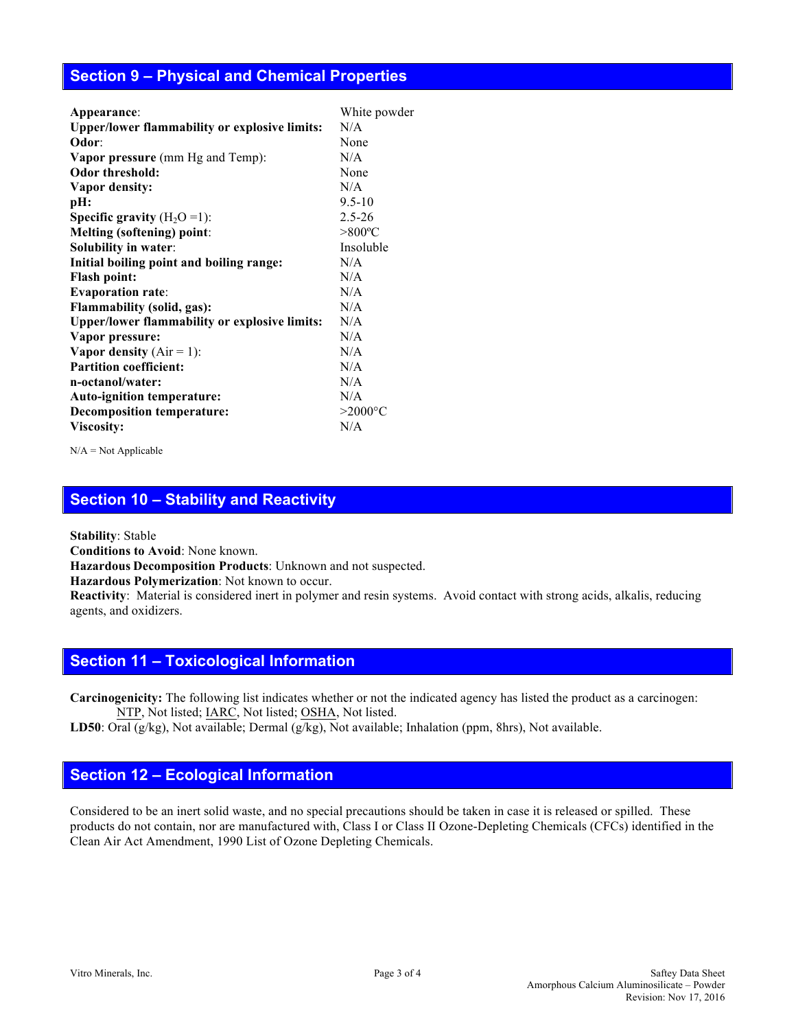## Section 9 – Physical and Chemical Properties

| | |
|---|---|
| **Appearance**: | White powder |
| **Upper/lower flammability or explosive limits:** | N/A |
| **Odor**: | None |
| **Vapor pressure** (mm Hg and Temp): | N/A |
| **Odor threshold:** | None |
| **Vapor density:** | N/A |
| **pH:** | 9.5-10 |
| **Specific gravity** ($H_2O$ =1): | 2.5-26 |
| **Melting (softening) point**: | >800ºC |
| **Solubility in water**: | Insoluble |
| **Initial boiling point and boiling range:** | N/A |
| **Flash point:** | N/A |
| **Evaporation rate**: | N/A |
| **Flammability (solid, gas):** | N/A |
| **Upper/lower flammability or explosive limits:** | N/A |
| **Vapor pressure:** | N/A |
| **Vapor density** (Air = 1): | N/A |
| **Partition coefficient:** | N/A |
| **n-octanol/water:** | N/A |
| **Auto-ignition temperature:** | N/A |
| **Decomposition temperature:** | >2000°C |
| **Viscosity:** | N/A |

N/A = Not Applicable

## Section 10 – Stability and Reactivity

**Stability**: Stable
**Conditions to Avoid**: None known.
**Hazardous Decomposition Products**: Unknown and not suspected.
**Hazardous Polymerization**: Not known to occur.
**Reactivity**: Material is considered inert in polymer and resin systems. Avoid contact with strong acids, alkalis, reducing agents, and oxidizers.

## Section 11 – Toxicological Information

**Carcinogenicity:** The following list indicates whether or not the indicated agency has listed the product as a carcinogen: NTP, Not listed; IARC, Not listed; OSHA, Not listed.
**LD50**: Oral (g/kg), Not available; Dermal (g/kg), Not available; Inhalation (ppm, 8hrs), Not available.

## Section 12 – Ecological Information

Considered to be an inert solid waste, and no special precautions should be taken in case it is released or spilled. These products do not contain, nor are manufactured with, Class I or Class II Ozone-Depleting Chemicals (CFCs) identified in the Clean Air Act Amendment, 1990 List of Ozone Depleting Chemicals.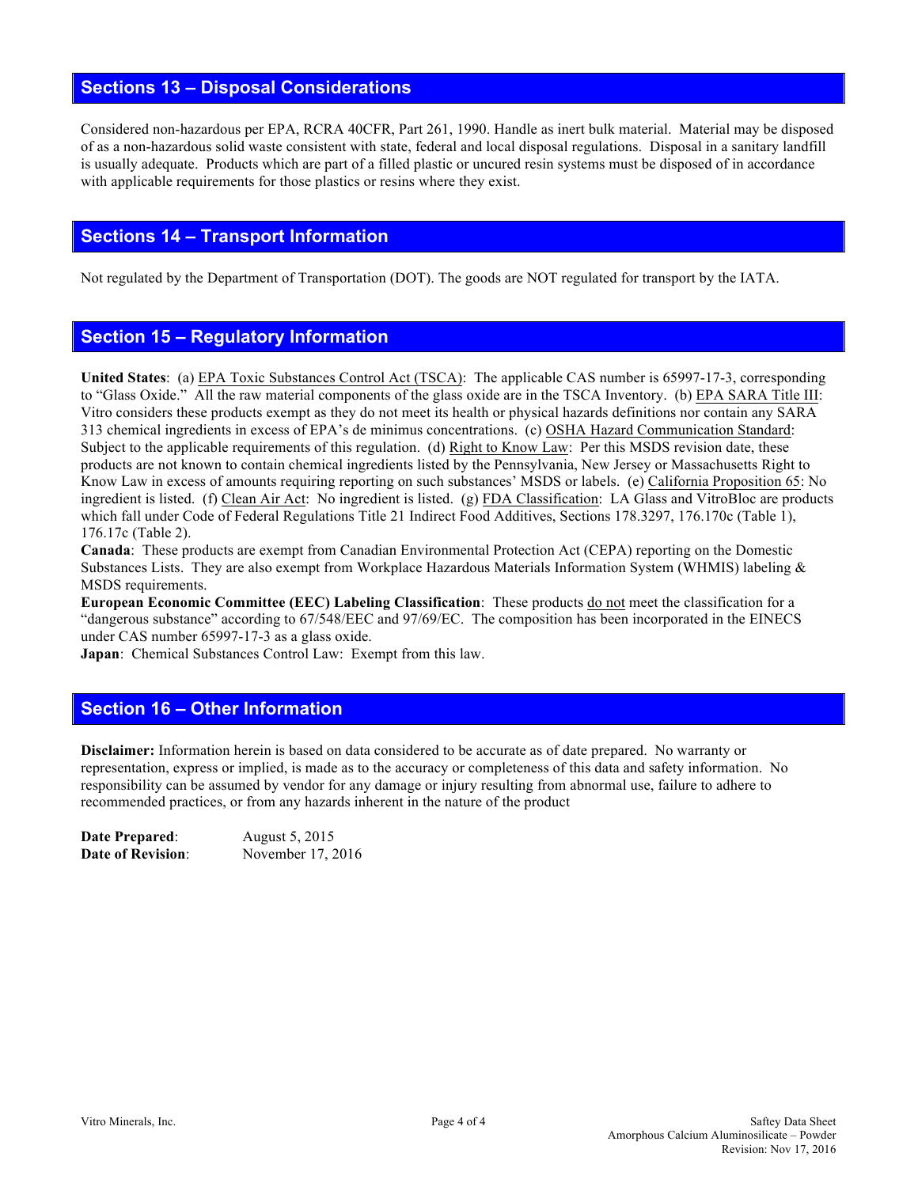## Sections 13 – Disposal Considerations

Considered non-hazardous per EPA, RCRA 40CFR, Part 261, 1990. Handle as inert bulk material. Material may be disposed of as a non-hazardous solid waste consistent with state, federal and local disposal regulations. Disposal in a sanitary landfill is usually adequate. Products which are part of a filled plastic or uncured resin systems must be disposed of in accordance with applicable requirements for those plastics or resins where they exist.

## Sections 14 – Transport Information

Not regulated by the Department of Transportation (DOT). The goods are NOT regulated for transport by the IATA.

## Section 15 – Regulatory Information

**United States**: (a) EPA Toxic Substances Control Act (TSCA): The applicable CAS number is 65997-17-3, corresponding to "Glass Oxide." All the raw material components of the glass oxide are in the TSCA Inventory. (b) EPA SARA Title III: Vitro considers these products exempt as they do not meet its health or physical hazards definitions nor contain any SARA 313 chemical ingredients in excess of EPA's de minimus concentrations. (c) OSHA Hazard Communication Standard: Subject to the applicable requirements of this regulation. (d) Right to Know Law: Per this MSDS revision date, these products are not known to contain chemical ingredients listed by the Pennsylvania, New Jersey or Massachusetts Right to Know Law in excess of amounts requiring reporting on such substances' MSDS or labels. (e) California Proposition 65: No ingredient is listed. (f) Clean Air Act: No ingredient is listed. (g) FDA Classification: LA Glass and VitroBloc are products which fall under Code of Federal Regulations Title 21 Indirect Food Additives, Sections 178.3297, 176.170c (Table 1), 176.17c (Table 2).

**Canada**: These products are exempt from Canadian Environmental Protection Act (CEPA) reporting on the Domestic Substances Lists. They are also exempt from Workplace Hazardous Materials Information System (WHMIS) labeling & MSDS requirements.

**European Economic Committee (EEC) Labeling Classification**: These products do not meet the classification for a "dangerous substance" according to 67/548/EEC and 97/69/EC. The composition has been incorporated in the EINECS under CAS number 65997-17-3 as a glass oxide.

**Japan**: Chemical Substances Control Law: Exempt from this law.

## Section 16 – Other Information

**Disclaimer:** Information herein is based on data considered to be accurate as of date prepared. No warranty or representation, express or implied, is made as to the accuracy or completeness of this data and safety information. No responsibility can be assumed by vendor for any damage or injury resulting from abnormal use, failure to adhere to recommended practices, or from any hazards inherent in the nature of the product

**Date Prepared**: August 5, 2015
**Date of Revision**: November 17, 2016